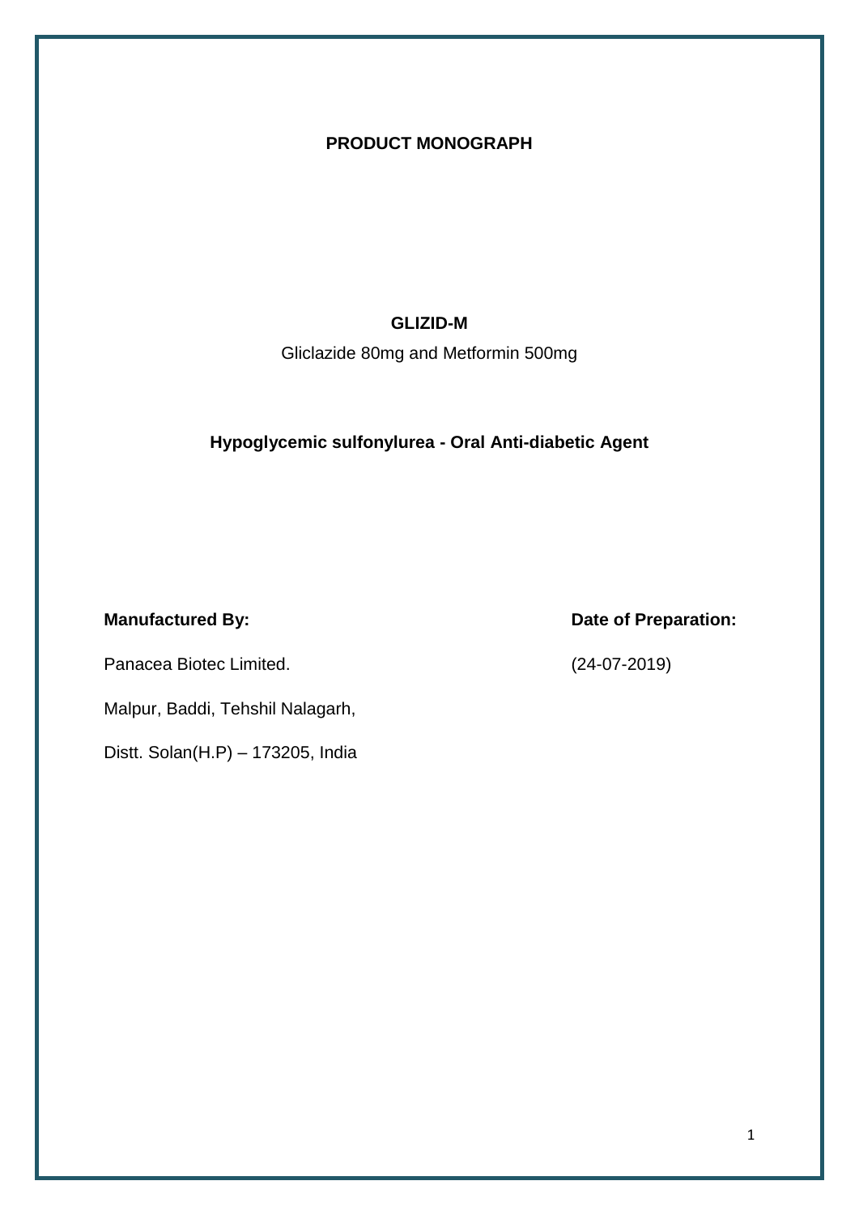# PRODUCT MONOGRAPH

## GLIZID-M

Gliclazide 80mg and Metformin 500mg

**Hypoglycemic sulfonylurea - Oral Anti-diabetic Agent**

**Manufactured By:**

Panacea Biotec Limited.

Malpur, Baddi, Tehshil Nalagarh,

Distt. Solan(H.P) – 173205, India

**Date of Preparation:**

(24-07-2019)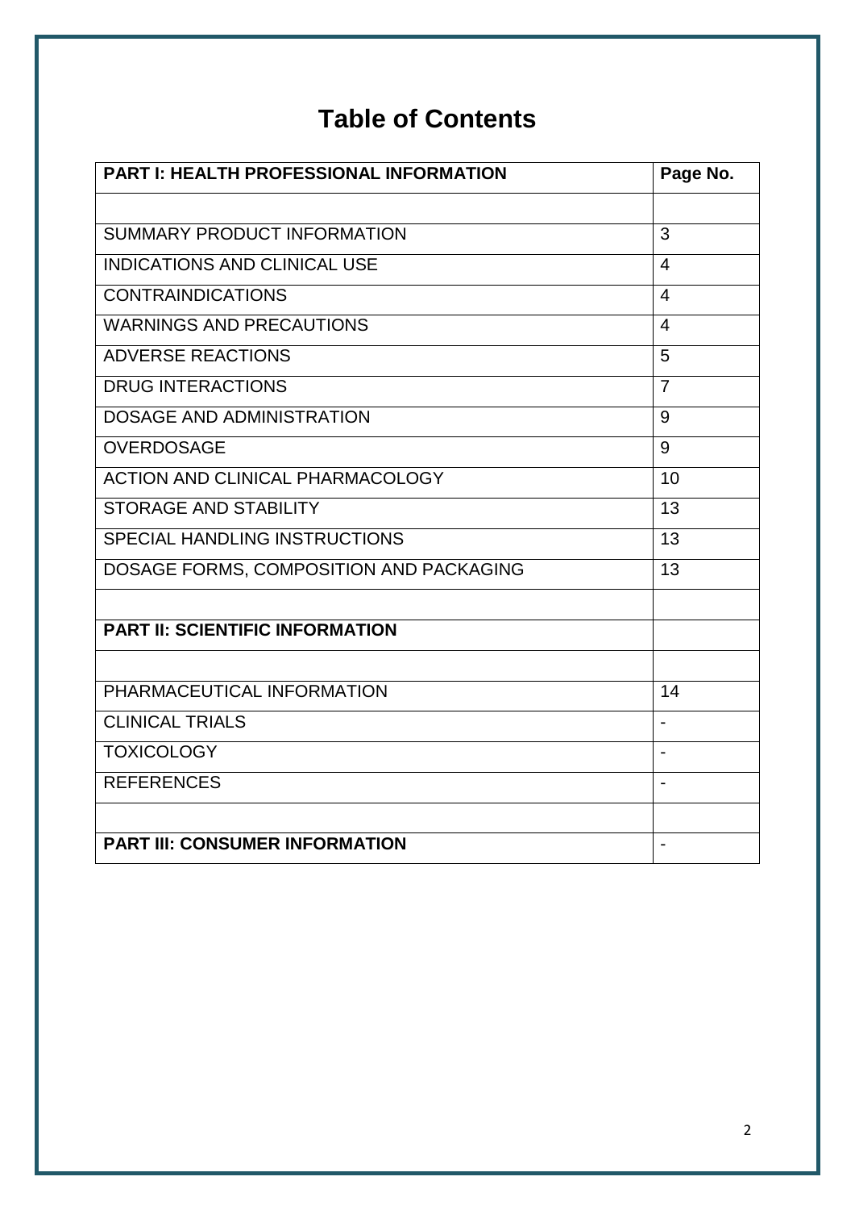# Table of Contents

| PART I: HEALTH PROFESSIONAL INFORMATION | Page No. |
|---|---|
| | |
| SUMMARY PRODUCT INFORMATION | 3 |
| INDICATIONS AND CLINICAL USE | 4 |
| CONTRAINDICATIONS | 4 |
| WARNINGS AND PRECAUTIONS | 4 |
| ADVERSE REACTIONS | 5 |
| DRUG INTERACTIONS | 7 |
| DOSAGE AND ADMINISTRATION | 9 |
| OVERDOSAGE | 9 |
| ACTION AND CLINICAL PHARMACOLOGY | 10 |
| STORAGE AND STABILITY | 13 |
| SPECIAL HANDLING INSTRUCTIONS | 13 |
| DOSAGE FORMS, COMPOSITION AND PACKAGING | 13 |
| | |
| **PART II: SCIENTIFIC INFORMATION** | |
| | |
| PHARMACEUTICAL INFORMATION | 14 |
| CLINICAL TRIALS | - |
| TOXICOLOGY | - |
| REFERENCES | - |
| | |
| **PART III: CONSUMER INFORMATION** | - |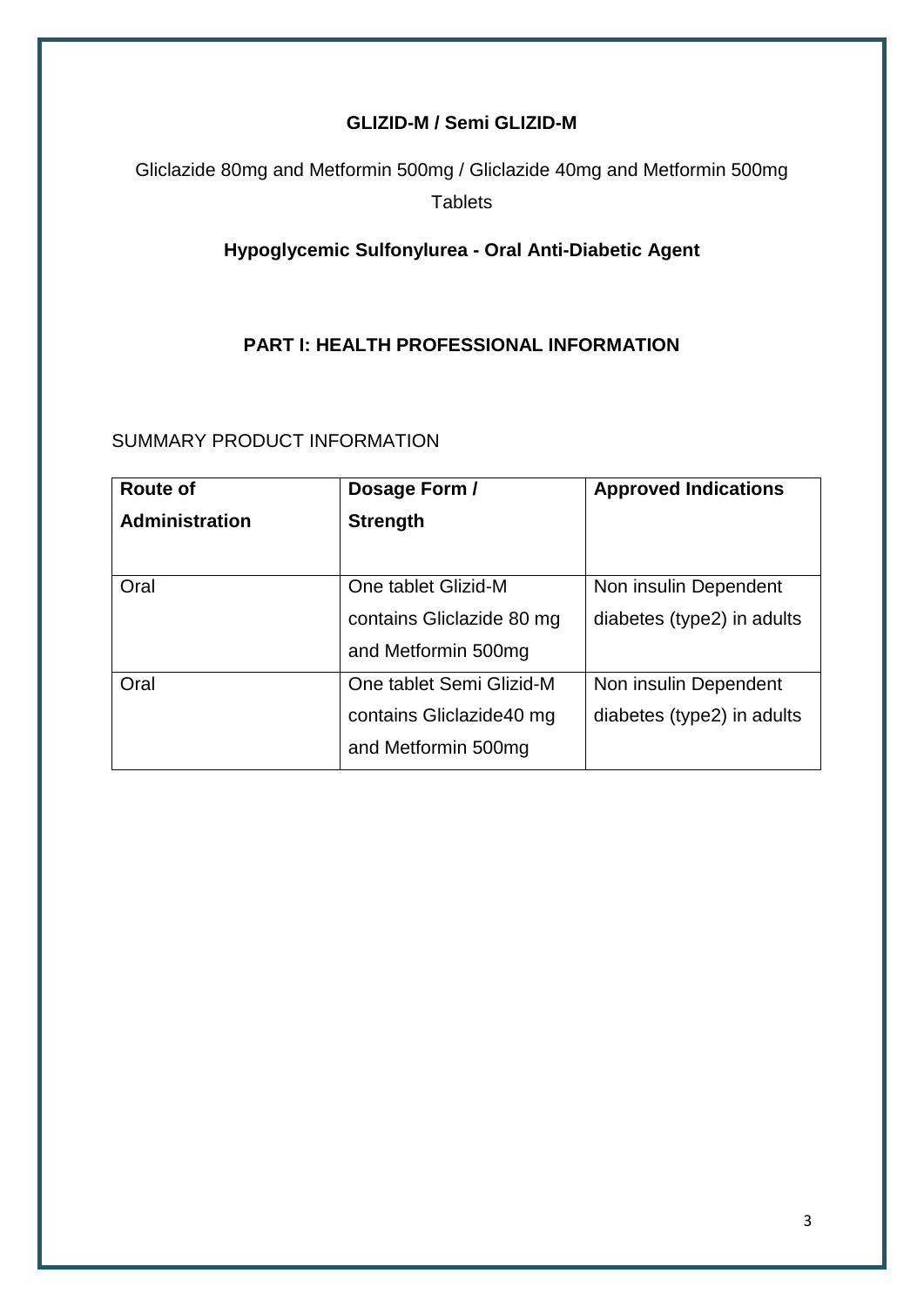**GLIZID-M / Semi GLIZID-M**

Gliclazide 80mg and Metformin 500mg / Gliclazide 40mg and Metformin 500mg Tablets

**Hypoglycemic Sulfonylurea - Oral Anti-Diabetic Agent**

## PART I: HEALTH PROFESSIONAL INFORMATION

SUMMARY PRODUCT INFORMATION

| Route of Administration | Dosage Form / Strength | Approved Indications |
|---|---|---|
| Oral | One tablet Glizid-M contains Gliclazide 80 mg and Metformin 500mg | Non insulin Dependent diabetes (type2) in adults |
| Oral | One tablet Semi Glizid-M contains Gliclazide40 mg and Metformin 500mg | Non insulin Dependent diabetes (type2) in adults |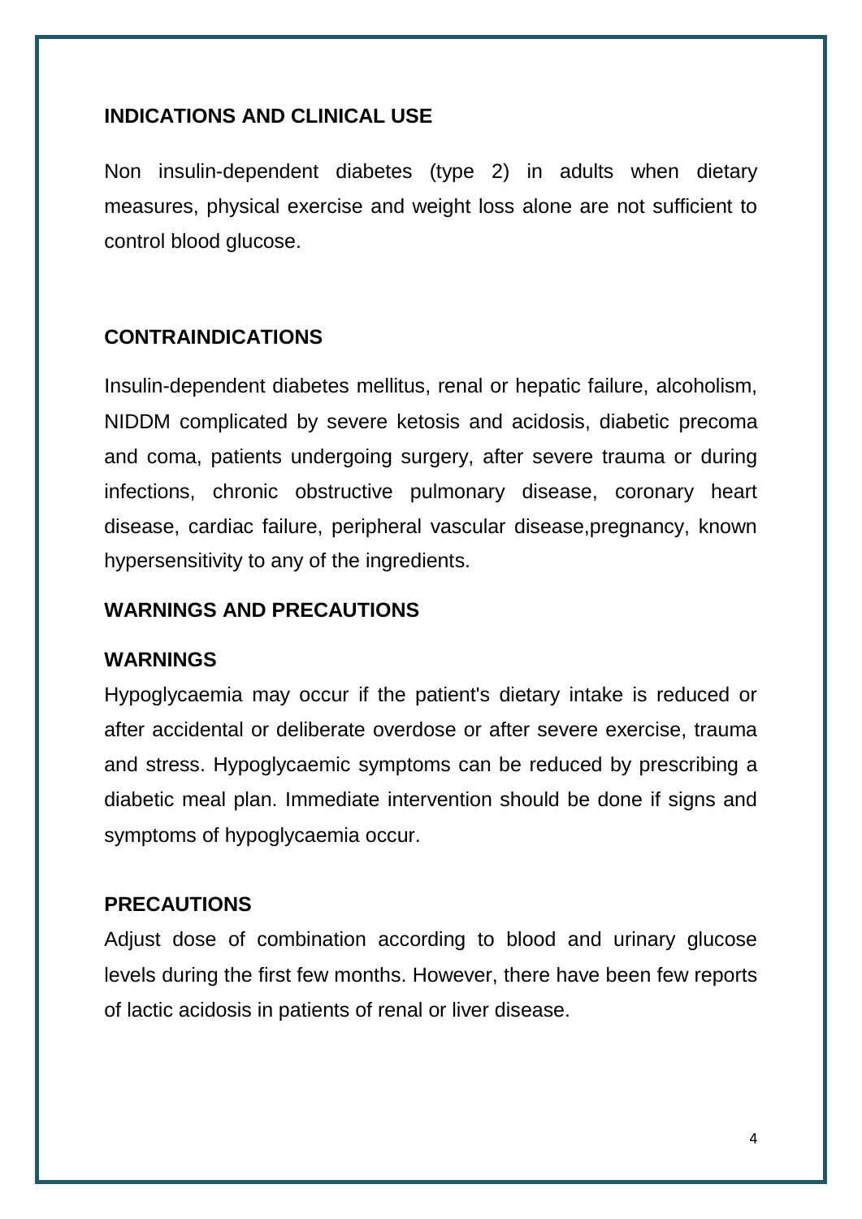## INDICATIONS AND CLINICAL USE

Non insulin-dependent diabetes (type 2) in adults when dietary measures, physical exercise and weight loss alone are not sufficient to control blood glucose.

## CONTRAINDICATIONS

Insulin-dependent diabetes mellitus, renal or hepatic failure, alcoholism, NIDDM complicated by severe ketosis and acidosis, diabetic precoma and coma, patients undergoing surgery, after severe trauma or during infections, chronic obstructive pulmonary disease, coronary heart disease, cardiac failure, peripheral vascular disease,pregnancy, known hypersensitivity to any of the ingredients.

## WARNINGS AND PRECAUTIONS

### WARNINGS

Hypoglycaemia may occur if the patient's dietary intake is reduced or after accidental or deliberate overdose or after severe exercise, trauma and stress. Hypoglycaemic symptoms can be reduced by prescribing a diabetic meal plan. Immediate intervention should be done if signs and symptoms of hypoglycaemia occur.

### PRECAUTIONS

Adjust dose of combination according to blood and urinary glucose levels during the first few months. However, there have been few reports of lactic acidosis in patients of renal or liver disease.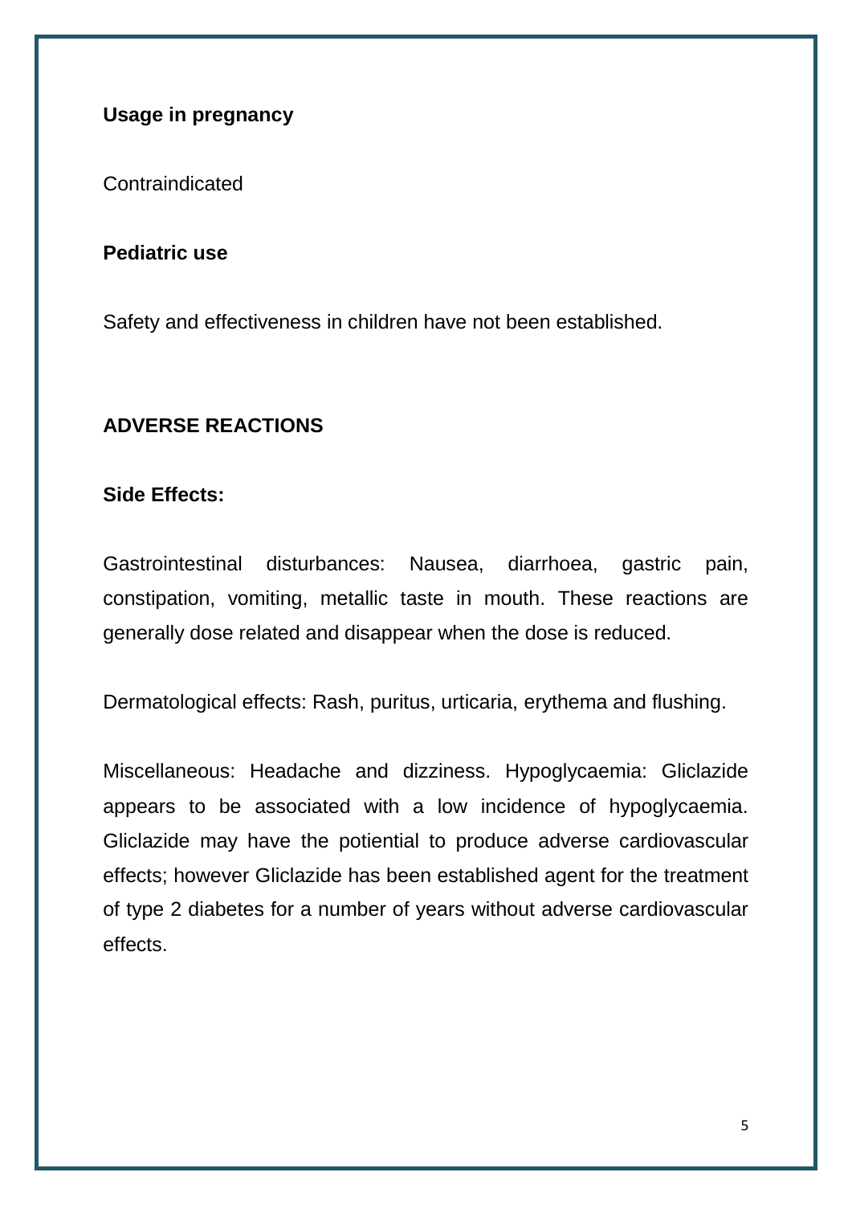**Usage in pregnancy**

Contraindicated

**Pediatric use**

Safety and effectiveness in children have not been established.

**ADVERSE REACTIONS**

**Side Effects:**

Gastrointestinal disturbances: Nausea, diarrhoea, gastric pain, constipation, vomiting, metallic taste in mouth. These reactions are generally dose related and disappear when the dose is reduced.

Dermatological effects: Rash, puritus, urticaria, erythema and flushing.

Miscellaneous: Headache and dizziness. Hypoglycaemia: Gliclazide appears to be associated with a low incidence of hypoglycaemia. Gliclazide may have the potiential to produce adverse cardiovascular effects; however Gliclazide has been established agent for the treatment of type 2 diabetes for a number of years without adverse cardiovascular effects.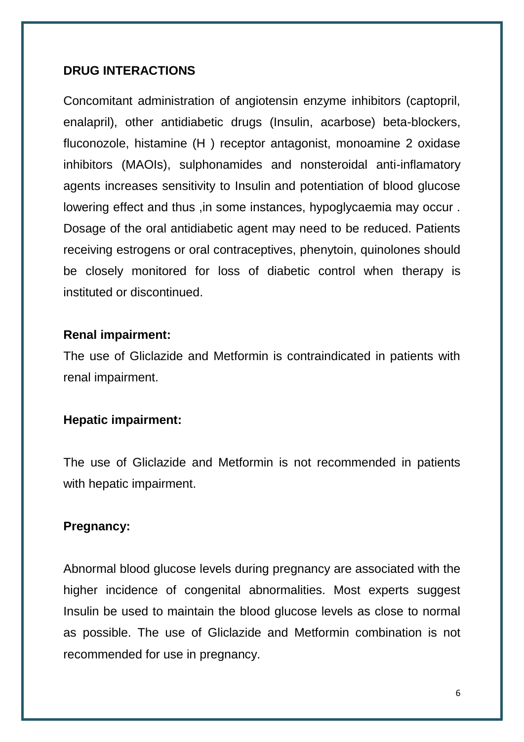**DRUG INTERACTIONS**

Concomitant administration of angiotensin enzyme inhibitors (captopril, enalapril), other antidiabetic drugs (Insulin, acarbose) beta-blockers, fluconozole, histamine (H ) receptor antagonist, monoamine 2 oxidase inhibitors (MAOIs), sulphonamides and nonsteroidal anti-inflamatory agents increases sensitivity to Insulin and potentiation of blood glucose lowering effect and thus ,in some instances, hypoglycaemia may occur . Dosage of the oral antidiabetic agent may need to be reduced. Patients receiving estrogens or oral contraceptives, phenytoin, quinolones should be closely monitored for loss of diabetic control when therapy is instituted or discontinued.

**Renal impairment:**

The use of Gliclazide and Metformin is contraindicated in patients with renal impairment.

**Hepatic impairment:**

The use of Gliclazide and Metformin is not recommended in patients with hepatic impairment.

**Pregnancy:**

Abnormal blood glucose levels during pregnancy are associated with the higher incidence of congenital abnormalities. Most experts suggest Insulin be used to maintain the blood glucose levels as close to normal as possible. The use of Gliclazide and Metformin combination is not recommended for use in pregnancy.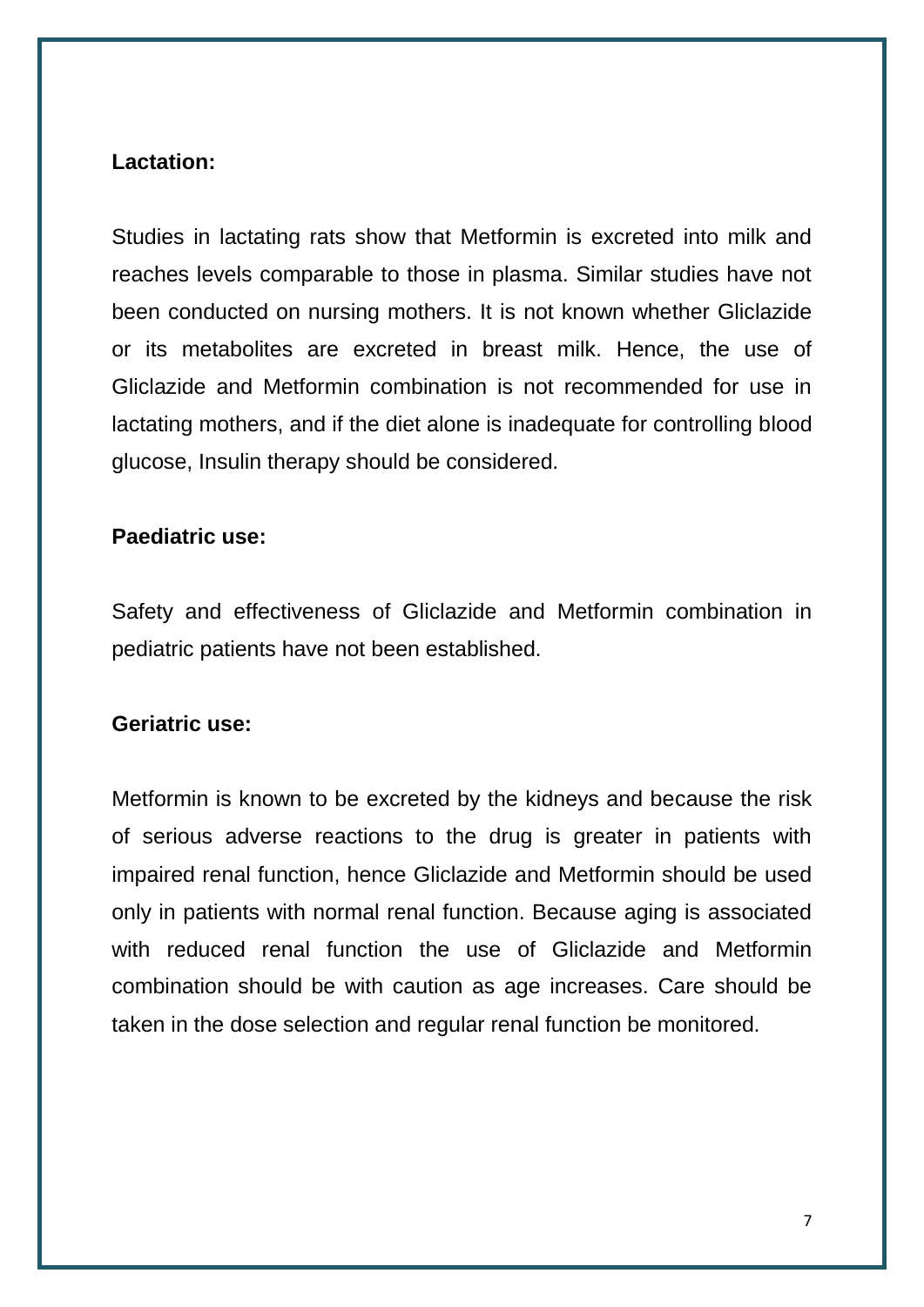**Lactation:**

Studies in lactating rats show that Metformin is excreted into milk and reaches levels comparable to those in plasma. Similar studies have not been conducted on nursing mothers. It is not known whether Gliclazide or its metabolites are excreted in breast milk. Hence, the use of Gliclazide and Metformin combination is not recommended for use in lactating mothers, and if the diet alone is inadequate for controlling blood glucose, Insulin therapy should be considered.

**Paediatric use:**

Safety and effectiveness of Gliclazide and Metformin combination in pediatric patients have not been established.

**Geriatric use:**

Metformin is known to be excreted by the kidneys and because the risk of serious adverse reactions to the drug is greater in patients with impaired renal function, hence Gliclazide and Metformin should be used only in patients with normal renal function. Because aging is associated with reduced renal function the use of Gliclazide and Metformin combination should be with caution as age increases. Care should be taken in the dose selection and regular renal function be monitored.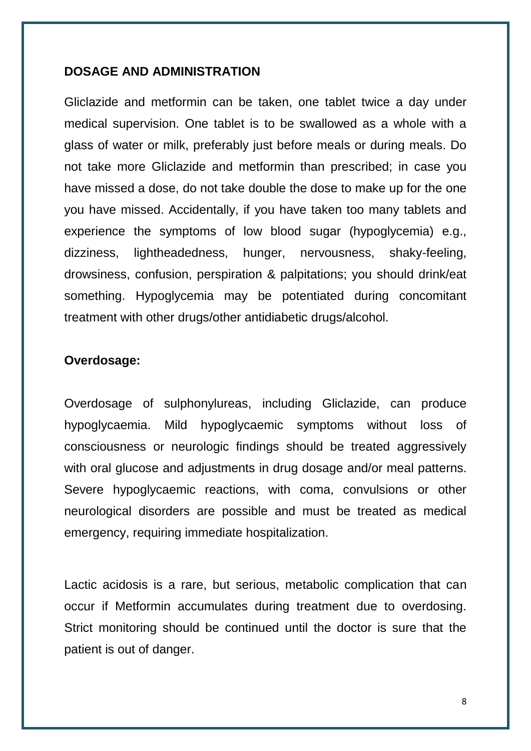**DOSAGE AND ADMINISTRATION**

Gliclazide and metformin can be taken, one tablet twice a day under medical supervision. One tablet is to be swallowed as a whole with a glass of water or milk, preferably just before meals or during meals. Do not take more Gliclazide and metformin than prescribed; in case you have missed a dose, do not take double the dose to make up for the one you have missed. Accidentally, if you have taken too many tablets and experience the symptoms of low blood sugar (hypoglycemia) e.g., dizziness, lightheadedness, hunger, nervousness, shaky-feeling, drowsiness, confusion, perspiration & palpitations; you should drink/eat something. Hypoglycemia may be potentiated during concomitant treatment with other drugs/other antidiabetic drugs/alcohol.

**Overdosage:**

Overdosage of sulphonylureas, including Gliclazide, can produce hypoglycaemia. Mild hypoglycaemic symptoms without loss of consciousness or neurologic findings should be treated aggressively with oral glucose and adjustments in drug dosage and/or meal patterns. Severe hypoglycaemic reactions, with coma, convulsions or other neurological disorders are possible and must be treated as medical emergency, requiring immediate hospitalization.

Lactic acidosis is a rare, but serious, metabolic complication that can occur if Metformin accumulates during treatment due to overdosing. Strict monitoring should be continued until the doctor is sure that the patient is out of danger.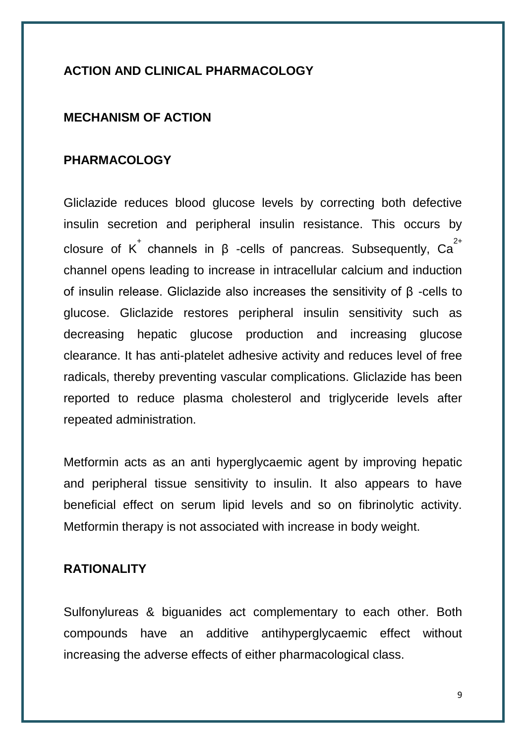## ACTION AND CLINICAL PHARMACOLOGY

## MECHANISM OF ACTION

## PHARMACOLOGY

Gliclazide reduces blood glucose levels by correcting both defective insulin secretion and peripheral insulin resistance. This occurs by closure of $K^+$ channels in β -cells of pancreas. Subsequently, $Ca^{2+}$ channel opens leading to increase in intracellular calcium and induction of insulin release. Gliclazide also increases the sensitivity of β -cells to glucose. Gliclazide restores peripheral insulin sensitivity such as decreasing hepatic glucose production and increasing glucose clearance. It has anti-platelet adhesive activity and reduces level of free radicals, thereby preventing vascular complications. Gliclazide has been reported to reduce plasma cholesterol and triglyceride levels after repeated administration.

Metformin acts as an anti hyperglycaemic agent by improving hepatic and peripheral tissue sensitivity to insulin. It also appears to have beneficial effect on serum lipid levels and so on fibrinolytic activity. Metformin therapy is not associated with increase in body weight.

## RATIONALITY

Sulfonylureas & biguanides act complementary to each other. Both compounds have an additive antihyperglycaemic effect without increasing the adverse effects of either pharmacological class.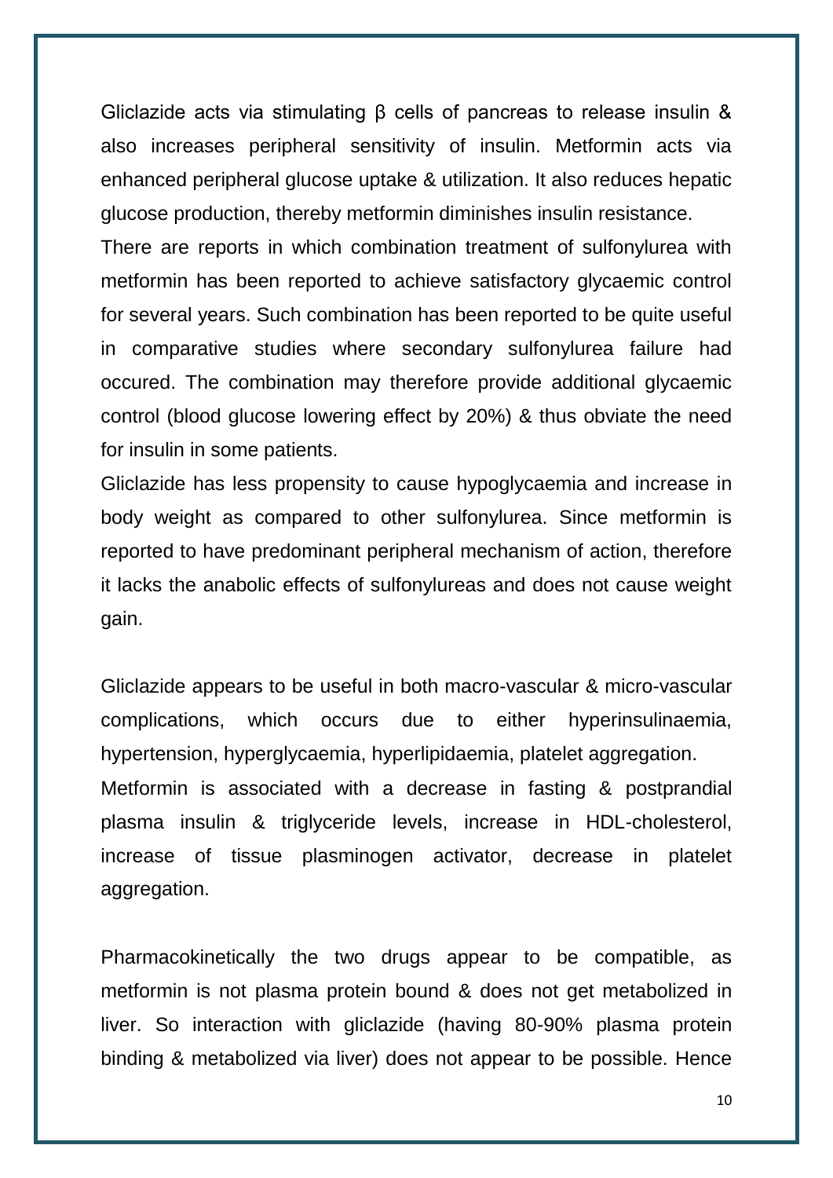Gliclazide acts via stimulating β cells of pancreas to release insulin & also increases peripheral sensitivity of insulin. Metformin acts via enhanced peripheral glucose uptake & utilization. It also reduces hepatic glucose production, thereby metformin diminishes insulin resistance.

There are reports in which combination treatment of sulfonylurea with metformin has been reported to achieve satisfactory glycaemic control for several years. Such combination has been reported to be quite useful in comparative studies where secondary sulfonylurea failure had occured. The combination may therefore provide additional glycaemic control (blood glucose lowering effect by 20%) & thus obviate the need for insulin in some patients.

Gliclazide has less propensity to cause hypoglycaemia and increase in body weight as compared to other sulfonylurea. Since metformin is reported to have predominant peripheral mechanism of action, therefore it lacks the anabolic effects of sulfonylureas and does not cause weight gain.

Gliclazide appears to be useful in both macro-vascular & micro-vascular complications, which occurs due to either hyperinsulinaemia, hypertension, hyperglycaemia, hyperlipidaemia, platelet aggregation.

Metformin is associated with a decrease in fasting & postprandial plasma insulin & triglyceride levels, increase in HDL-cholesterol, increase of tissue plasminogen activator, decrease in platelet aggregation.

Pharmacokinetically the two drugs appear to be compatible, as metformin is not plasma protein bound & does not get metabolized in liver. So interaction with gliclazide (having 80-90% plasma protein binding & metabolized via liver) does not appear to be possible. Hence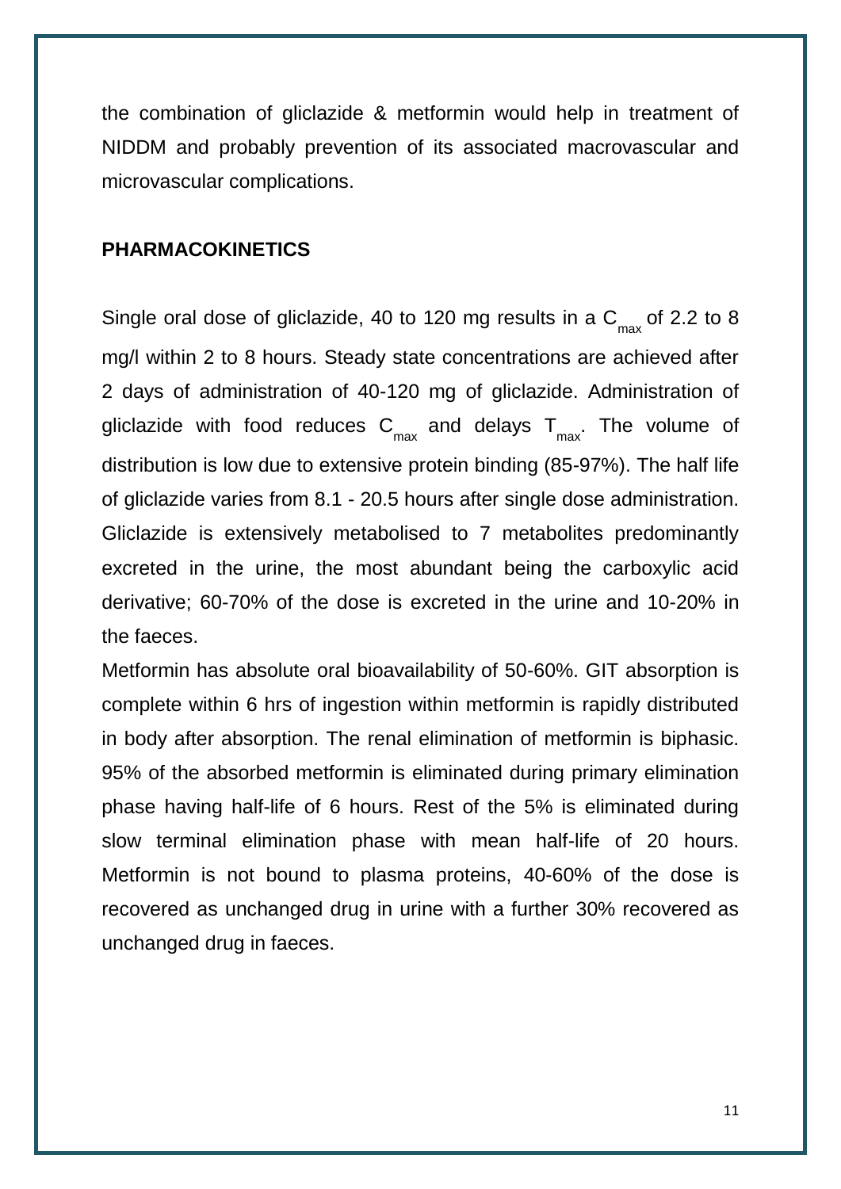the combination of gliclazide & metformin would help in treatment of NIDDM and probably prevention of its associated macrovascular and microvascular complications.

**PHARMACOKINETICS**

Single oral dose of gliclazide, 40 to 120 mg results in a $C_{max}$ of 2.2 to 8 mg/l within 2 to 8 hours. Steady state concentrations are achieved after 2 days of administration of 40-120 mg of gliclazide. Administration of gliclazide with food reduces $C_{max}$ and delays $T_{max}$. The volume of distribution is low due to extensive protein binding (85-97%). The half life of gliclazide varies from 8.1 - 20.5 hours after single dose administration. Gliclazide is extensively metabolised to 7 metabolites predominantly excreted in the urine, the most abundant being the carboxylic acid derivative; 60-70% of the dose is excreted in the urine and 10-20% in the faeces.

Metformin has absolute oral bioavailability of 50-60%. GIT absorption is complete within 6 hrs of ingestion within metformin is rapidly distributed in body after absorption. The renal elimination of metformin is biphasic. 95% of the absorbed metformin is eliminated during primary elimination phase having half-life of 6 hours. Rest of the 5% is eliminated during slow terminal elimination phase with mean half-life of 20 hours. Metformin is not bound to plasma proteins, 40-60% of the dose is recovered as unchanged drug in urine with a further 30% recovered as unchanged drug in faeces.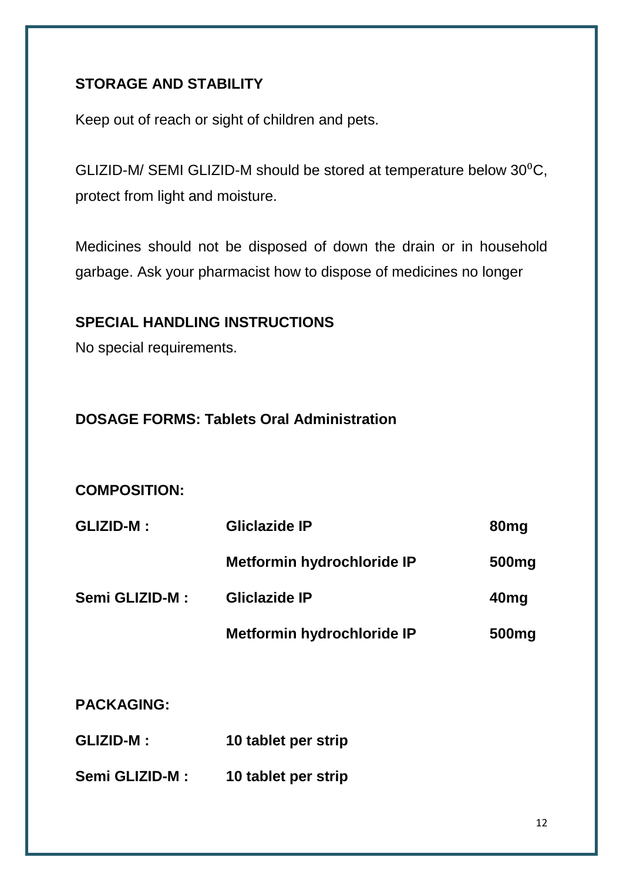## STORAGE AND STABILITY

Keep out of reach or sight of children and pets.

GLIZID-M/ SEMI GLIZID-M should be stored at temperature below $30^0$C, protect from light and moisture.

Medicines should not be disposed of down the drain or in household garbage. Ask your pharmacist how to dispose of medicines no longer

## SPECIAL HANDLING INSTRUCTIONS

No special requirements.

## DOSAGE FORMS: Tablets Oral Administration

## COMPOSITION:

| | | |
|---|---|---|
| **GLIZID-M :** | **Gliclazide IP** | **80mg** |
| | **Metformin hydrochloride IP** | **500mg** |
| **Semi GLIZID-M :** | **Gliclazide IP** | **40mg** |
| | **Metformin hydrochloride IP** | **500mg** |

## PACKAGING:

| | |
|---|---|
| **GLIZID-M :** | **10 tablet per strip** |
| **Semi GLIZID-M :** | **10 tablet per strip** |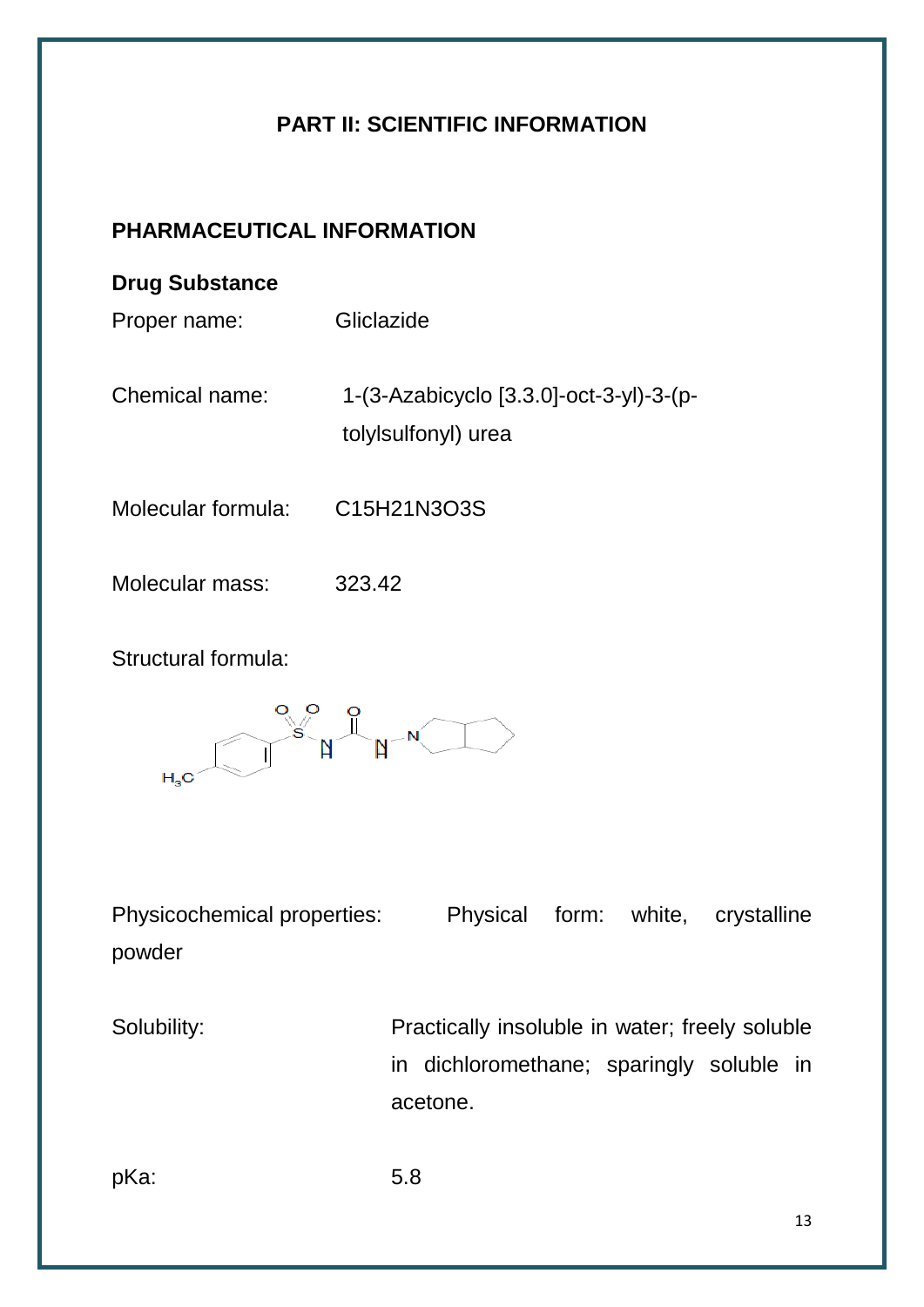# PART II: SCIENTIFIC INFORMATION

## PHARMACEUTICAL INFORMATION

### Drug Substance

Proper name: Gliclazide

Chemical name: 1-(3-Azabicyclo [3.3.0]-oct-3-yl)-3-(p-tolylsulfonyl) urea

Molecular formula: $C_{15}H_{21}N_3O_3S$

Molecular mass: 323.42

Structural formula:

Physicochemical properties: Physical form: white, crystalline powder

Solubility: Practically insoluble in water; freely soluble in dichloromethane; sparingly soluble in acetone.

pKa: 5.8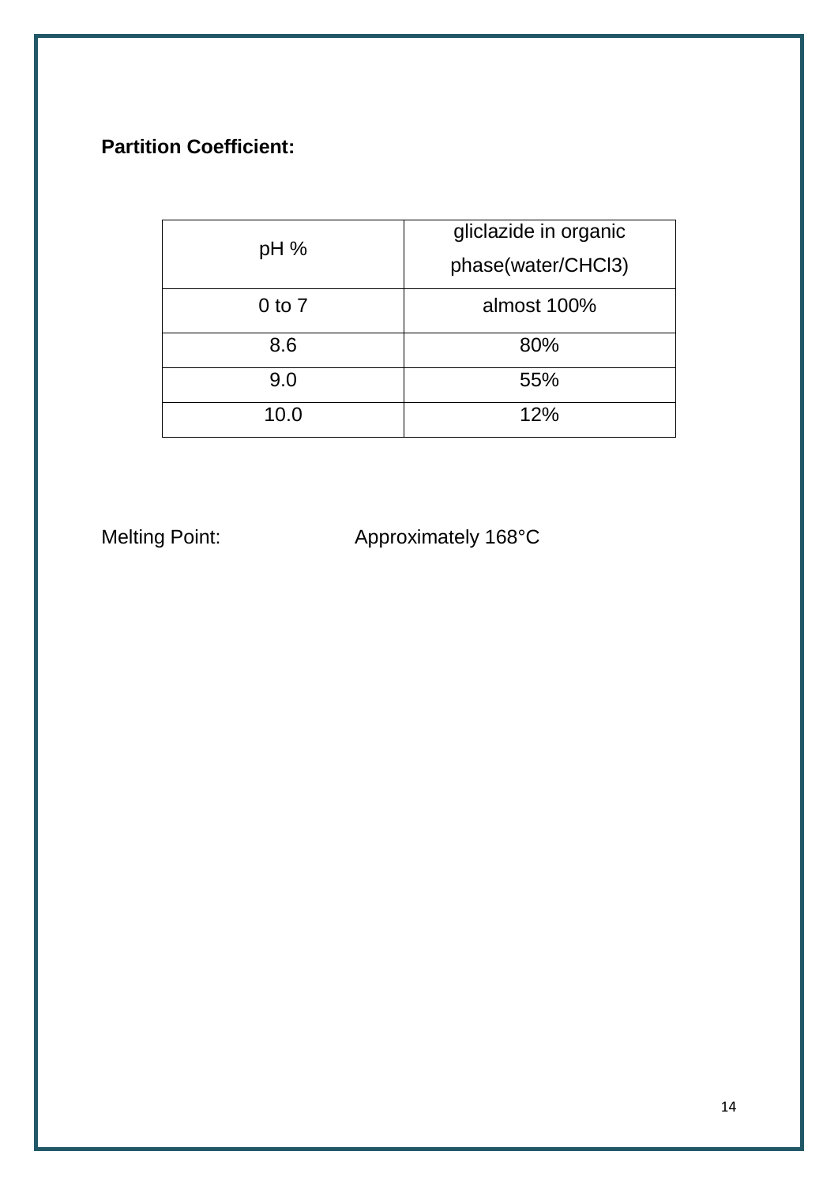**Partition Coefficient:**

| pH % | gliclazide in organic phase(water/$CHCl_3$) |
|---|---|
| 0 to 7 | almost 100% |
| 8.6 | 80% |
| 9.0 | 55% |
| 10.0 | 12% |

Melting Point: Approximately 168°C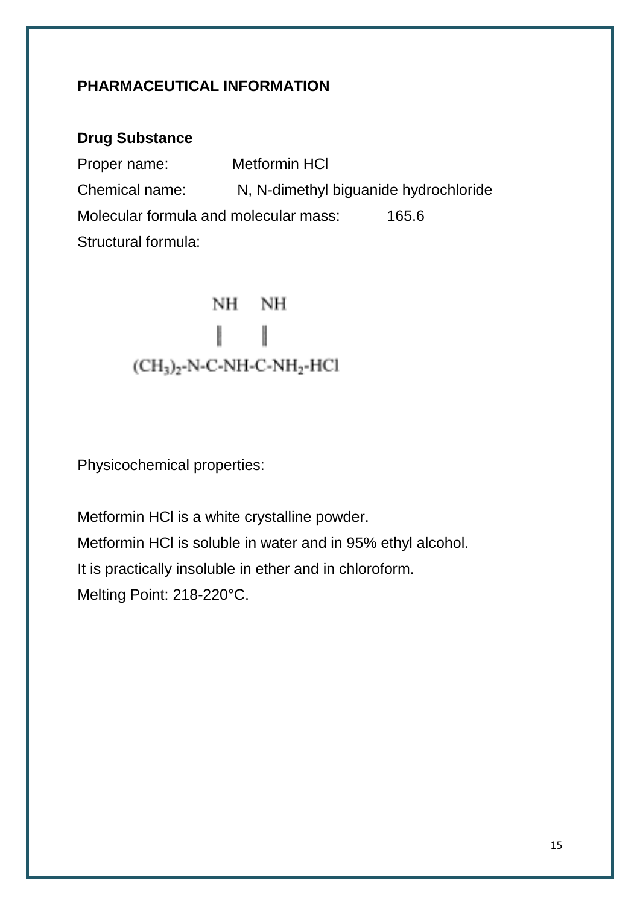## PHARMACEUTICAL INFORMATION

### Drug Substance

Proper name: Metformin HCl

Chemical name: N, N-dimethyl biguanide hydrochloride

Molecular formula and molecular mass: 165.6

Structural formula:

$$
\begin{array}{c}
\quad\quad\quad\quad\;\; NH \quad\; NH \\
\quad\quad\quad\quad\;\; \| \quad\;\;\; \| \\
(CH_3)_2\text{-}N\text{-}C\text{-}NH\text{-}C\text{-}NH_2\text{-}HCl
\end{array}
$$

Physicochemical properties:

Metformin HCl is a white crystalline powder.

Metformin HCl is soluble in water and in 95% ethyl alcohol.

It is practically insoluble in ether and in chloroform.

Melting Point: 218-220°C.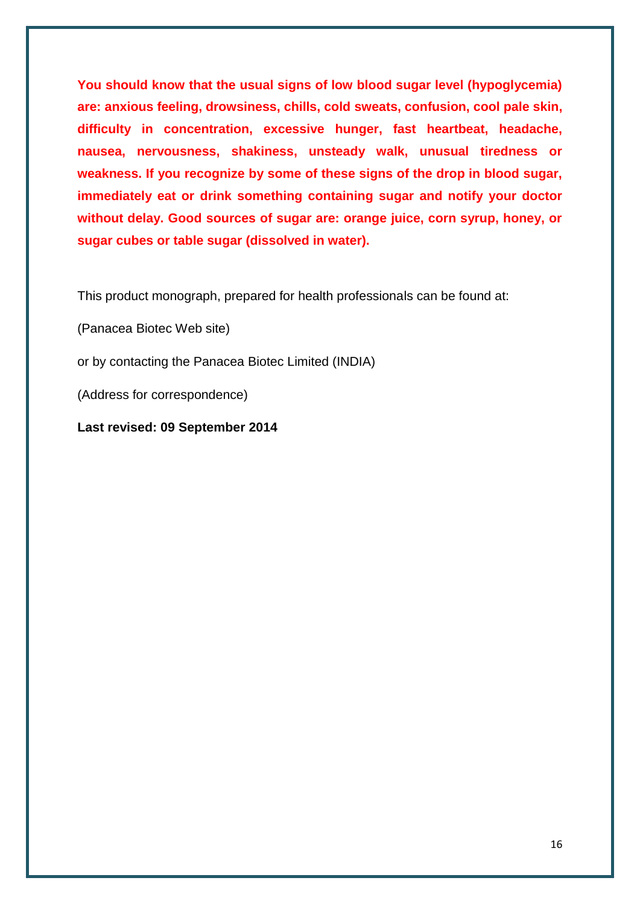**You should know that the usual signs of low blood sugar level (hypoglycemia) are: anxious feeling, drowsiness, chills, cold sweats, confusion, cool pale skin, difficulty in concentration, excessive hunger, fast heartbeat, headache, nausea, nervousness, shakiness, unsteady walk, unusual tiredness or weakness. If you recognize by some of these signs of the drop in blood sugar, immediately eat or drink something containing sugar and notify your doctor without delay. Good sources of sugar are: orange juice, corn syrup, honey, or sugar cubes or table sugar (dissolved in water).**

This product monograph, prepared for health professionals can be found at:

(Panacea Biotec Web site)

or by contacting the Panacea Biotec Limited (INDIA)

(Address for correspondence)

**Last revised: 09 September 2014**